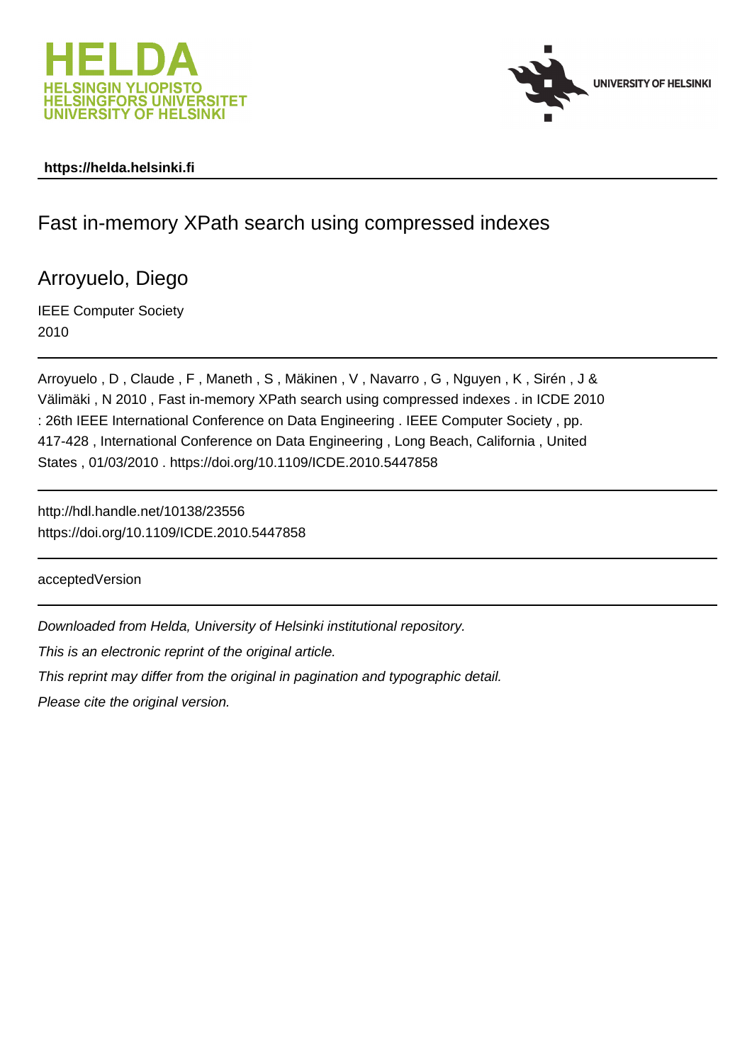HELDA
HELSINGIN YLIOPISTO
HELSINGFORS UNIVERSITET
UNIVERSITY OF HELSINKI

UNIVERSITY OF HELSINKI

**https://helda.helsinki.fi**

# Fast in-memory XPath search using compressed indexes

## Arroyuelo, Diego

IEEE Computer Society

2010

Arroyuelo , D , Claude , F , Maneth , S , Mäkinen , V , Navarro , G , Nguyen , K , Sirén , J & Välimäki , N 2010 , Fast in-memory XPath search using compressed indexes . in ICDE 2010 : 26th IEEE International Conference on Data Engineering . IEEE Computer Society , pp. 417-428 , International Conference on Data Engineering , Long Beach, California , United States , 01/03/2010 . https://doi.org/10.1109/ICDE.2010.5447858

http://hdl.handle.net/10138/23556
https://doi.org/10.1109/ICDE.2010.5447858

acceptedVersion

*Downloaded from Helda, University of Helsinki institutional repository.*

*This is an electronic reprint of the original article.*

*This reprint may differ from the original in pagination and typographic detail.*

*Please cite the original version.*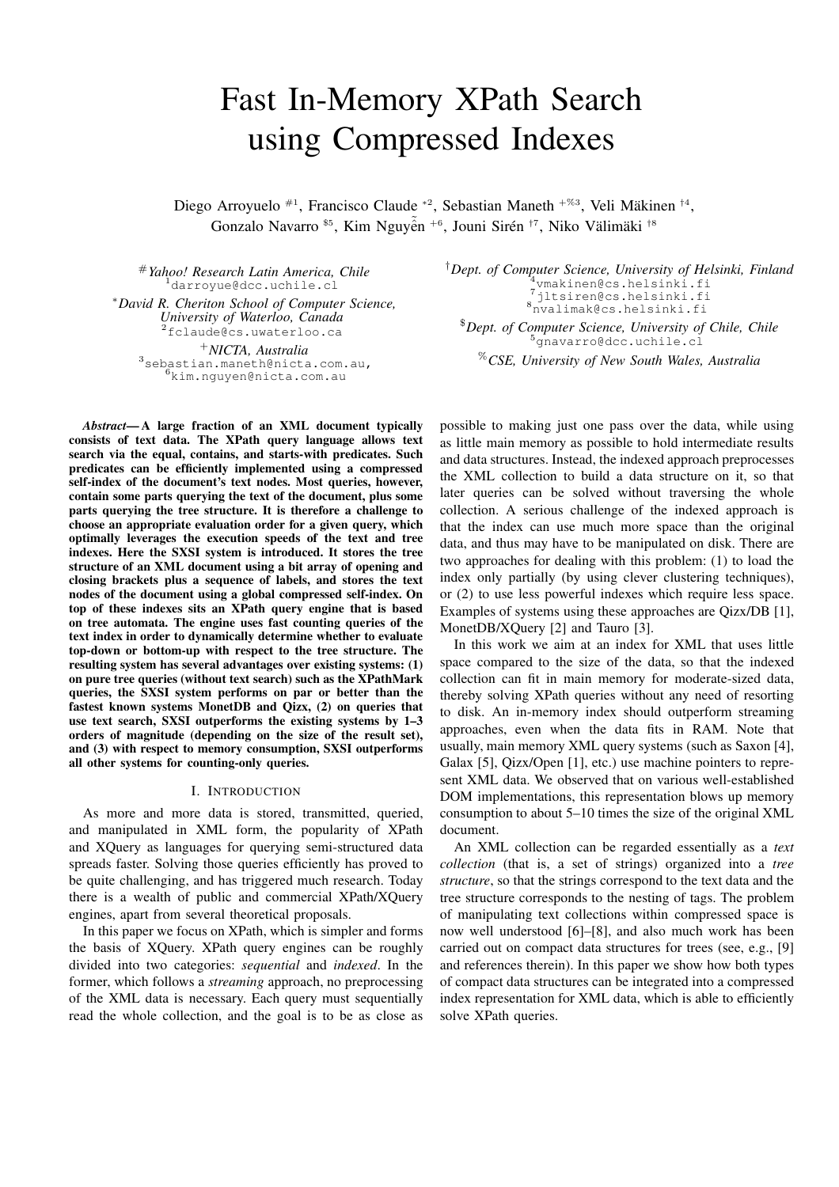# Fast In-Memory XPath Search using Compressed Indexes

Diego Arroyuelo #1, Francisco Claude *2, Sebastian Maneth +%3, Veli Mäkinen †4, Gonzalo Navarro $5, Kim Nguyễn +6, Jouni Sirén †7, Niko Välimäki †8

#*Yahoo! Research Latin America, Chile*
[1]darroyue@dcc.uchile.cl

**David R. Cheriton School of Computer Science, University of Waterloo, Canada*
[2]fclaude@cs.uwaterloo.ca

+*NICTA, Australia*
[3]sebastian.maneth@nicta.com.au,
[6]kim.nguyen@nicta.com.au

†*Dept. of Computer Science, University of Helsinki, Finland*
[4]vmakinen@cs.helsinki.fi
[7]jltsiren@cs.helsinki.fi
[8]nvalimak@cs.helsinki.fi

$*Dept. of Computer Science, University of Chile, Chile*
[5]gnavarro@dcc.uchile.cl

%*CSE, University of New South Wales, Australia*

***Abstract*— A large fraction of an XML document typically consists of text data. The XPath query language allows text search via the equal, contains, and starts-with predicates. Such predicates can be efficiently implemented using a compressed self-index of the document's text nodes. Most queries, however, contain some parts querying the text of the document, plus some parts querying the tree structure. It is therefore a challenge to choose an appropriate evaluation order for a given query, which optimally leverages the execution speeds of the text and tree indexes. Here the SXSI system is introduced. It stores the tree structure of an XML document using a bit array of opening and closing brackets plus a sequence of labels, and stores the text nodes of the document using a global compressed self-index. On top of these indexes sits an XPath query engine that is based on tree automata. The engine uses fast counting queries of the text index in order to dynamically determine whether to evaluate top-down or bottom-up with respect to the tree structure. The resulting system has several advantages over existing systems: (1) on pure tree queries (without text search) such as the XPathMark queries, the SXSI system performs on par or better than the fastest known systems MonetDB and Qizx, (2) on queries that use text search, SXSI outperforms the existing systems by 1–3 orders of magnitude (depending on the size of the result set), and (3) with respect to memory consumption, SXSI outperforms all other systems for counting-only queries.**

## I. Introduction

As more and more data is stored, transmitted, queried, and manipulated in XML form, the popularity of XPath and XQuery as languages for querying semi-structured data spreads faster. Solving those queries efficiently has proved to be quite challenging, and has triggered much research. Today there is a wealth of public and commercial XPath/XQuery engines, apart from several theoretical proposals.

In this paper we focus on XPath, which is simpler and forms the basis of XQuery. XPath query engines can be roughly divided into two categories: *sequential* and *indexed*. In the former, which follows a *streaming* approach, no preprocessing of the XML data is necessary. Each query must sequentially read the whole collection, and the goal is to be as close as possible to making just one pass over the data, while using as little main memory as possible to hold intermediate results and data structures. Instead, the indexed approach preprocesses the XML collection to build a data structure on it, so that later queries can be solved without traversing the whole collection. A serious challenge of the indexed approach is that the index can use much more space than the original data, and thus may have to be manipulated on disk. There are two approaches for dealing with this problem: (1) to load the index only partially (by using clever clustering techniques), or (2) to use less powerful indexes which require less space. Examples of systems using these approaches are Qizx/DB [1], MonetDB/XQuery [2] and Tauro [3].

In this work we aim at an index for XML that uses little space compared to the size of the data, so that the indexed collection can fit in main memory for moderate-sized data, thereby solving XPath queries without any need of resorting to disk. An in-memory index should outperform streaming approaches, even when the data fits in RAM. Note that usually, main memory XML query systems (such as Saxon [4], Galax [5], Qizx/Open [1], etc.) use machine pointers to represent XML data. We observed that on various well-established DOM implementations, this representation blows up memory consumption to about 5–10 times the size of the original XML document.

An XML collection can be regarded essentially as a *text collection* (that is, a set of strings) organized into a *tree structure*, so that the strings correspond to the text data and the tree structure corresponds to the nesting of tags. The problem of manipulating text collections within compressed space is now well understood [6]–[8], and also much work has been carried out on compact data structures for trees (see, e.g., [9] and references therein). In this paper we show how both types of compact data structures can be integrated into a compressed index representation for XML data, which is able to efficiently solve XPath queries.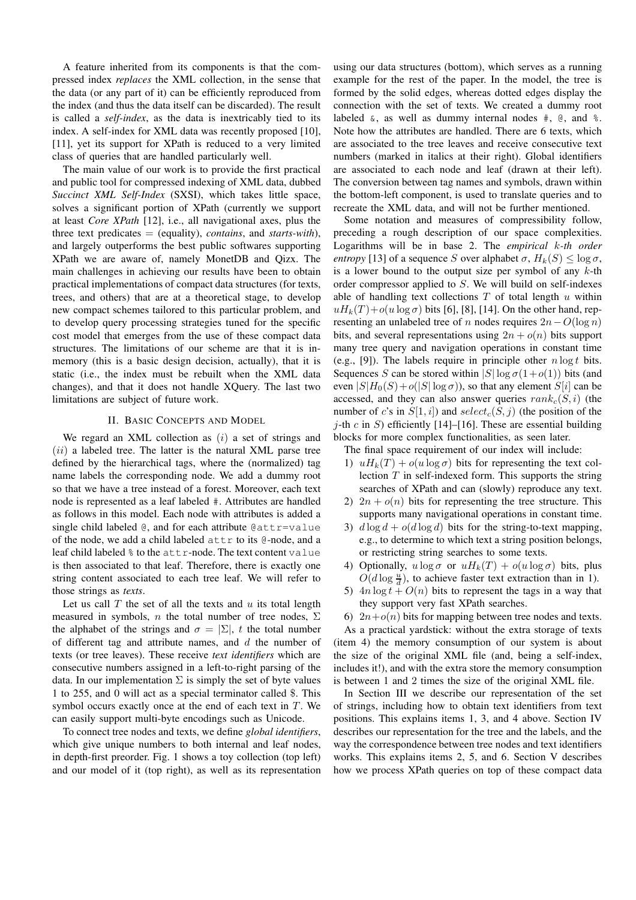A feature inherited from its components is that the compressed index *replaces* the XML collection, in the sense that the data (or any part of it) can be efficiently reproduced from the index (and thus the data itself can be discarded). The result is called a *self-index*, as the data is inextricably tied to its index. A self-index for XML data was recently proposed [10], [11], yet its support for XPath is reduced to a very limited class of queries that are handled particularly well.

The main value of our work is to provide the first practical and public tool for compressed indexing of XML data, dubbed *Succinct XML Self-Index* (SXSI), which takes little space, solves a significant portion of XPath (currently we support at least *Core XPath* [12], i.e., all navigational axes, plus the three text predicates = (equality), *contains*, and *starts-with*), and largely outperforms the best public softwares supporting XPath we are aware of, namely MonetDB and Qizx. The main challenges in achieving our results have been to obtain practical implementations of compact data structures (for texts, trees, and others) that are at a theoretical stage, to develop new compact schemes tailored to this particular problem, and to develop query processing strategies tuned for the specific cost model that emerges from the use of these compact data structures. The limitations of our scheme are that it is in-memory (this is a basic design decision, actually), that it is static (i.e., the index must be rebuilt when the XML data changes), and that it does not handle XQuery. The last two limitations are subject of future work.

## II. Basic Concepts and Model

We regard an XML collection as $(i)$ a set of strings and $(ii)$ a labeled tree. The latter is the natural XML parse tree defined by the hierarchical tags, where the (normalized) tag name labels the corresponding node. We add a dummy root so that we have a tree instead of a forest. Moreover, each text node is represented as a leaf labeled `#`. Attributes are handled as follows in this model. Each node with attributes is added a single child labeled `@`, and for each attribute `@attr=value` of the node, we add a child labeled `attr` to its `@`-node, and a leaf child labeled `%` to the `attr`-node. The text content `value` is then associated to that leaf. Therefore, there is exactly one string content associated to each tree leaf. We will refer to those strings as *texts*.

Let us call $T$ the set of all the texts and $u$ its total length measured in symbols, $n$ the total number of tree nodes, $\Sigma$ the alphabet of the strings and $\sigma = |\Sigma|$, $t$ the total number of different tag and attribute names, and $d$ the number of texts (or tree leaves). These receive *text identifiers* which are consecutive numbers assigned in a left-to-right parsing of the data. In our implementation $\Sigma$ is simply the set of byte values 1 to 255, and 0 will act as a special terminator called \$. This symbol occurs exactly once at the end of each text in $T$. We can easily support multi-byte encodings such as Unicode.

To connect tree nodes and texts, we define *global identifiers*, which give unique numbers to both internal and leaf nodes, in depth-first preorder. Fig. 1 shows a toy collection (top left) and our model of it (top right), as well as its representation using our data structures (bottom), which serves as a running example for the rest of the paper. In the model, the tree is formed by the solid edges, whereas dotted edges display the connection with the set of texts. We created a dummy root labeled `&`, as well as dummy internal nodes `#`, `@`, and `%`. Note how the attributes are handled. There are 6 texts, which are associated to the tree leaves and receive consecutive text numbers (marked in italics at their right). Global identifiers are associated to each node and leaf (drawn at their left). The conversion between tag names and symbols, drawn within the bottom-left component, is used to translate queries and to recreate the XML data, and will not be further mentioned.

Some notation and measures of compressibility follow, preceding a rough description of our space complexities. Logarithms will be in base 2. The *empirical $k$-th order entropy* [13] of a sequence $S$ over alphabet $\sigma$, $H_k(S) \le \log \sigma$, is a lower bound to the output size per symbol of any $k$-th order compressor applied to $S$. We will build on self-indexes able of handling text collections $T$ of total length $u$ within $uH_k(T)+o(u \log \sigma)$ bits [6], [8], [14]. On the other hand, representing an unlabeled tree of $n$ nodes requires $2n - O(\log n)$ bits, and several representations using $2n + o(n)$ bits support many tree query and navigation operations in constant time (e.g., [9]). The labels require in principle other $n \log t$ bits. Sequences $S$ can be stored within $|S| \log \sigma(1+o(1))$ bits (and even $|S|H_0(S)+o(|S| \log \sigma)$), so that any element $S[i]$ can be accessed, and they can also answer queries $rank_c(S, i)$ (the number of $c$'s in $S[1, i]$) and $select_c(S, j)$ (the position of the $j$-th $c$ in $S$) efficiently [14]–[16]. These are essential building blocks for more complex functionalities, as seen later.

The final space requirement of our index will include:

1) $uH_k(T) + o(u \log \sigma)$ bits for representing the text collection $T$ in self-indexed form. This supports the string searches of XPath and can (slowly) reproduce any text.
2) $2n + o(n)$ bits for representing the tree structure. This supports many navigational operations in constant time.
3) $d \log d + o(d \log d)$ bits for the string-to-text mapping, e.g., to determine to which text a string position belongs, or restricting string searches to some texts.
4) Optionally, $u \log \sigma$ or $uH_k(T) + o(u \log \sigma)$ bits, plus $O(d \log \frac{u}{d})$, to achieve faster text extraction than in 1).
5) $4n \log t + O(n)$ bits to represent the tags in a way that they support very fast XPath searches.
6) $2n+o(n)$ bits for mapping between tree nodes and texts.

As a practical yardstick: without the extra storage of texts (item 4) the memory consumption of our system is about the size of the original XML file (and, being a self-index, includes it!), and with the extra store the memory consumption is between 1 and 2 times the size of the original XML file.

In Section III we describe our representation of the set of strings, including how to obtain text identifiers from text positions. This explains items 1, 3, and 4 above. Section IV describes our representation for the tree and the labels, and the way the correspondence between tree nodes and text identifiers works. This explains items 2, 5, and 6. Section V describes how we process XPath queries on top of these compact data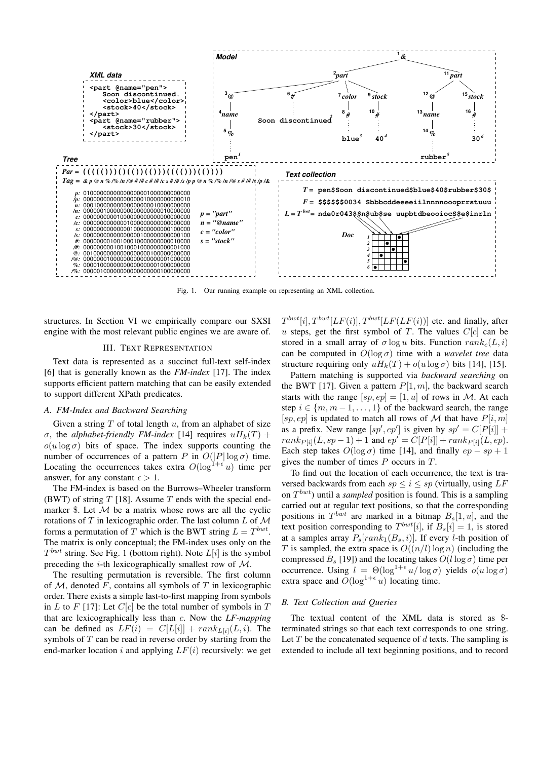Fig. 1. Our running example on representing an XML collection.

structures. In Section VI we empirically compare our SXSI engine with the most relevant public engines we are aware of.

## III. Text Representation

Text data is represented as a succinct full-text self-index [6] that is generally known as the *FM-index* [17]. The index supports efficient pattern matching that can be easily extended to support different XPath predicates.

### A. FM-Index and Backward Searching

Given a string $T$ of total length $u$, from an alphabet of size $\sigma$, the *alphabet-friendly FM-index* [14] requires $uH_k(T) + o(u \log \sigma)$ bits of space. The index supports counting the number of occurrences of a pattern $P$ in $O(|P| \log \sigma)$ time. Locating the occurrences takes extra $O(\log^{1+\epsilon} u)$ time per answer, for any constant $\epsilon > 1$.

The FM-index is based on the Burrows–Wheeler transform (BWT) of string $T$ [18]. Assume $T$ ends with the special end-marker \$. Let $\mathcal{M}$ be a matrix whose rows are all the cyclic rotations of $T$ in lexicographic order. The last column $L$ of $\mathcal{M}$ forms a permutation of $T$ which is the BWT string $L = T^{bwt}$. The matrix is only conceptual; the FM-index uses only on the $T^{bwt}$ string. See Fig. 1 (bottom right). Note $L[i]$ is the symbol preceding the $i$-th lexicographically smallest row of $\mathcal{M}$.

The resulting permutation is reversible. The first column of $\mathcal{M}$, denoted $F$, contains all symbols of $T$ in lexicographic order. There exists a simple last-to-first mapping from symbols in $L$ to $F$ [17]: Let $C[c]$ be the total number of symbols in $T$ that are lexicographically less than $c$. Now the *LF-mapping* can be defined as $LF(i) = C[L[i]] + rank_{L[i]}(L, i)$. The symbols of $T$ can be read in reverse order by starting from the end-marker location $i$ and applying $LF(i)$ recursively: we get $T^{bwt}[i], T^{bwt}[LF(i)], T^{bwt}[LF(LF(i))]$ etc. and finally, after $u$ steps, get the first symbol of $T$. The values $C[c]$ can be stored in a small array of $\sigma \log u$ bits. Function $rank_c(L, i)$ can be computed in $O(\log \sigma)$ time with a *wavelet tree* data structure requiring only $uH_k(T) + o(u \log \sigma)$ bits [14], [15].

Pattern matching is supported via *backward searching* on the BWT [17]. Given a pattern $P[1, m]$, the backward search starts with the range $[sp, ep] = [1, u]$ of rows in $\mathcal{M}$. At each step $i \in \{m, m-1, \ldots, 1\}$ of the backward search, the range $[sp, ep]$ is updated to match all rows of $\mathcal{M}$ that have $P[i, m]$ as a prefix. New range $[sp', ep']$ is given by $sp' = C[P[i]] + rank_{P[i]}(L, sp-1) + 1$ and $ep' = C[P[i]] + rank_{P[i]}(L, ep)$. Each step takes $O(\log \sigma)$ time [14], and finally $ep - sp + 1$ gives the number of times $P$ occurs in $T$.

To find out the location of each occurrence, the text is traversed backwards from each $sp \le i \le sp$ (virtually, using $LF$ on $T^{bwt}$) until a *sampled* position is found. This is a sampling carried out at regular text positions, so that the corresponding positions in $T^{bwt}$ are marked in a bitmap $B_s[1, u]$, and the text position corresponding to $T^{bwt}[i]$, if $B_s[i] = 1$, is stored at a samples array $P_s[rank_1(B_s, i)]$. If every $l$-th position of $T$ is sampled, the extra space is $O((n/l) \log n)$ (including the compressed $B_s$ [19]) and the locating takes $O(l \log \sigma)$ time per occurrence. Using $l = \Theta(\log^{1+\epsilon} u / \log \sigma)$ yields $o(u \log \sigma)$ extra space and $O(\log^{1+\epsilon} u)$ locating time.

### B. Text Collection and Queries

The textual content of the XML data is stored as \$-terminated strings so that each text corresponds to one string. Let $T$ be the concatenated sequence of $d$ texts. The sampling is extended to include all text beginning positions, and to record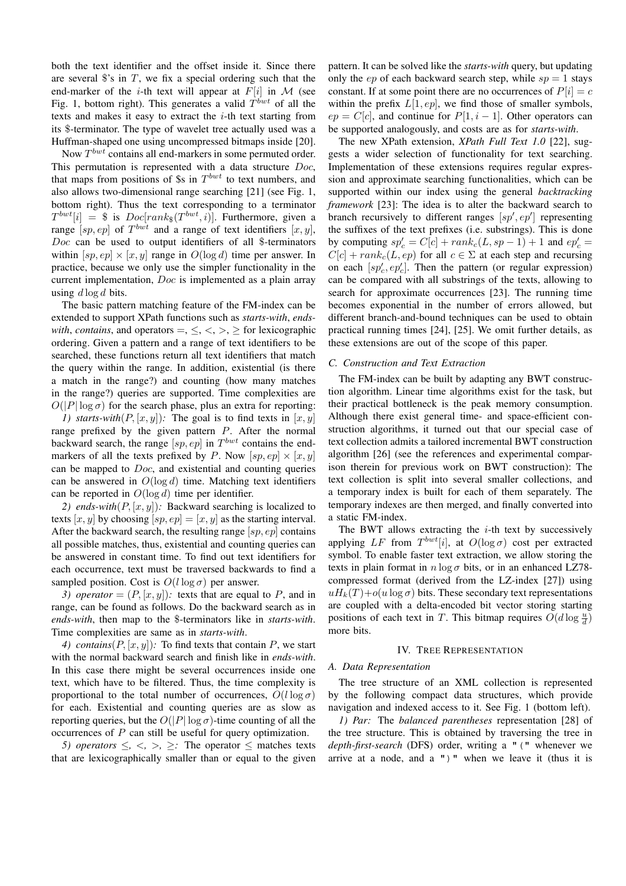both the text identifier and the offset inside it. Since there are several \$'s in $T$, we fix a special ordering such that the end-marker of the $i$-th text will appear at $F[i]$ in $\mathcal{M}$ (see Fig. 1, bottom right). This generates a valid $T^{bwt}$ of all the texts and makes it easy to extract the $i$-th text starting from its \$-terminator. The type of wavelet tree actually used was a Huffman-shaped one using uncompressed bitmaps inside [20].

Now $T^{bwt}$ contains all end-markers in some permuted order. This permutation is represented with a data structure $Doc$, that maps from positions of \$s in $T^{bwt}$ to text numbers, and also allows two-dimensional range searching [21] (see Fig. 1, bottom right). Thus the text corresponding to a terminator $T^{bwt}[i] = \$$ is $Doc[rank_{\$}(T^{bwt}, i)]$. Furthermore, given a range $[sp, ep]$ of $T^{bwt}$ and a range of text identifiers $[x, y]$, $Doc$ can be used to output identifiers of all \$-terminators within $[sp, ep] \times [x, y]$ range in $O(\log d)$ time per answer. In practice, because we only use the simpler functionality in the current implementation, $Doc$ is implemented as a plain array using $d \log d$ bits.

The basic pattern matching feature of the FM-index can be extended to support XPath functions such as *starts-with*, *ends-with*, *contains*, and operators $=, \leq, <, >, \geq$ for lexicographic ordering. Given a pattern and a range of text identifiers to be searched, these functions return all text identifiers that match the query within the range. In addition, existential (is there a match in the range?) and counting (how many matches in the range?) queries are supported. Time complexities are $O(|P| \log \sigma)$ for the search phase, plus an extra for reporting:

*1) starts-with*$(P, [x, y])$*:* The goal is to find texts in $[x, y]$ range prefixed by the given pattern $P$. After the normal backward search, the range $[sp, ep]$ in $T^{bwt}$ contains the end-markers of all the texts prefixed by $P$. Now $[sp, ep] \times [x, y]$ can be mapped to $Doc$, and existential and counting queries can be answered in $O(\log d)$ time. Matching text identifiers can be reported in $O(\log d)$ time per identifier.

*2) ends-with*$(P, [x, y])$*:* Backward searching is localized to texts $[x, y]$ by choosing $[sp, ep] = [x, y]$ as the starting interval. After the backward search, the resulting range $[sp, ep]$ contains all possible matches, thus, existential and counting queries can be answered in constant time. To find out text identifiers for each occurrence, text must be traversed backwards to find a sampled position. Cost is $O(l \log \sigma)$ per answer.

*3) operator* $=(P, [x, y])$*:* texts that are equal to $P$, and in range, can be found as follows. Do the backward search as in *ends-with*, then map to the \$-terminators like in *starts-with*. Time complexities are same as in *starts-with*.

*4) contains*$(P, [x, y])$*:* To find texts that contain $P$, we start with the normal backward search and finish like in *ends-with*. In this case there might be several occurrences inside one text, which have to be filtered. Thus, the time complexity is proportional to the total number of occurrences, $O(l \log \sigma)$ for each. Existential and counting queries are as slow as reporting queries, but the $O(|P| \log \sigma)$-time counting of all the occurrences of $P$ can still be useful for query optimization.

*5) operators* $\leq, <, >, \geq$*:* The operator $\leq$ matches texts that are lexicographically smaller than or equal to the given pattern. It can be solved like the *starts-with* query, but updating only the $ep$ of each backward search step, while $sp = 1$ stays constant. If at some point there are no occurrences of $P[i] = c$ within the prefix $L[1, ep]$, we find those of smaller symbols, $ep = C[c]$, and continue for $P[1, i-1]$. Other operators can be supported analogously, and costs are as for *starts-with*.

The new XPath extension, *XPath Full Text 1.0* [22], suggests a wider selection of functionality for text searching. Implementation of these extensions requires regular expression and approximate searching functionalities, which can be supported within our index using the general *backtracking framework* [23]: The idea is to alter the backward search to branch recursively to different ranges $[sp', ep']$ representing the suffixes of the text prefixes (i.e. substrings). This is done by computing $sp'_c = C[c] + rank_c(L, sp - 1) + 1$ and $ep'_c = C[c] + rank_c(L, ep)$ for all $c \in \Sigma$ at each step and recursing on each $[sp'_c, ep'_c]$. Then the pattern (or regular expression) can be compared with all substrings of the texts, allowing to search for approximate occurrences [23]. The running time becomes exponential in the number of errors allowed, but different branch-and-bound techniques can be used to obtain practical running times [24], [25]. We omit further details, as these extensions are out of the scope of this paper.

### C. Construction and Text Extraction

The FM-index can be built by adapting any BWT construction algorithm. Linear time algorithms exist for the task, but their practical bottleneck is the peak memory consumption. Although there exist general time- and space-efficient construction algorithms, it turned out that our special case of text collection admits a tailored incremental BWT construction algorithm [26] (see the references and experimental comparison therein for previous work on BWT construction): The text collection is split into several smaller collections, and a temporary index is built for each of them separately. The temporary indexes are then merged, and finally converted into a static FM-index.

The BWT allows extracting the $i$-th text by successively applying $LF$ from $T^{bwt}[i]$, at $O(\log \sigma)$ cost per extracted symbol. To enable faster text extraction, we allow storing the texts in plain format in $n \log \sigma$ bits, or in an enhanced LZ78-compressed format (derived from the LZ-index [27]) using $uH_k(T) + o(u \log \sigma)$ bits. These secondary text representations are coupled with a delta-encoded bit vector storing starting positions of each text in $T$. This bitmap requires $O(d \log \frac{u}{d})$ more bits.

## IV. Tree Representation

### A. Data Representation

The tree structure of an XML collection is represented by the following compact data structures, which provide navigation and indexed access to it. See Fig. 1 (bottom left).

*1) Par:* The *balanced parentheses* representation [28] of the tree structure. This is obtained by traversing the tree in *depth-first-search* (DFS) order, writing a "(" whenever we arrive at a node, and a ")" when we leave it (thus it is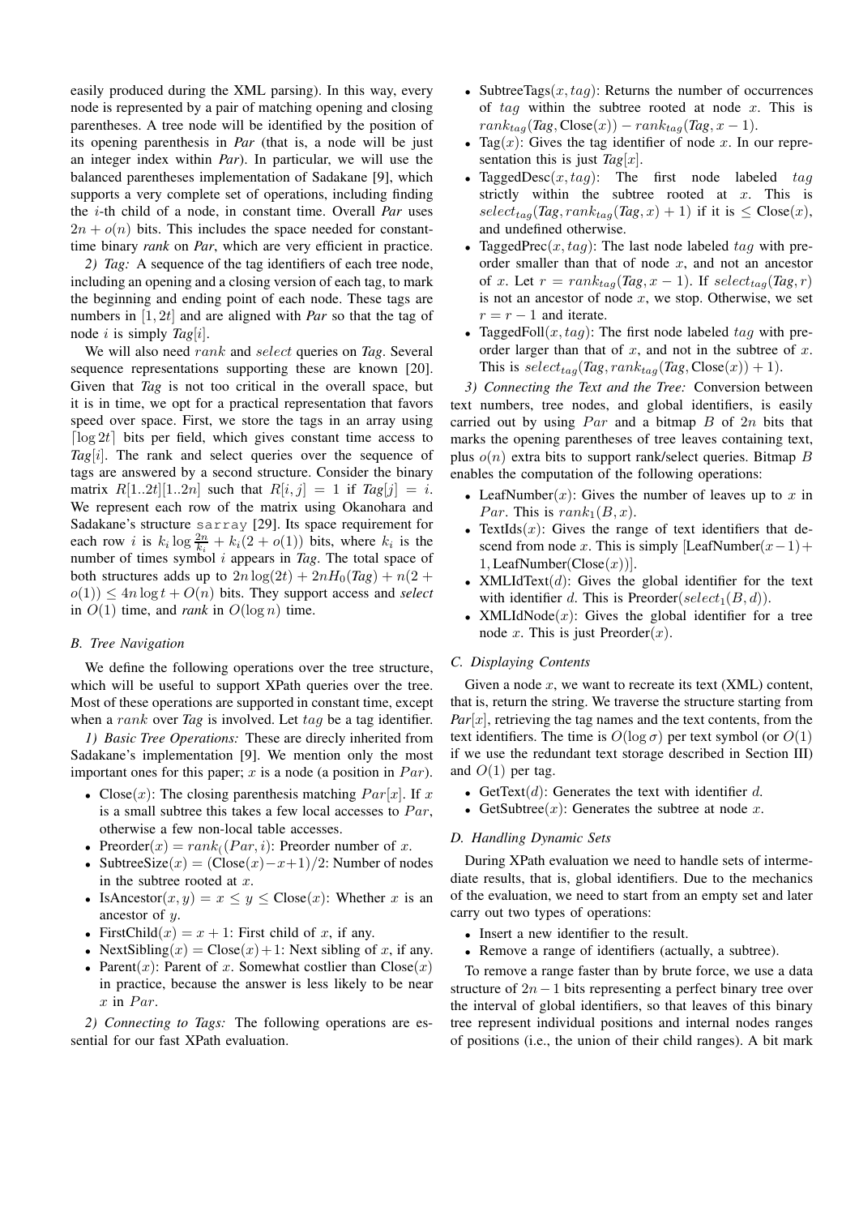easily produced during the XML parsing). In this way, every node is represented by a pair of matching opening and closing parentheses. A tree node will be identified by the position of its opening parenthesis in *Par* (that is, a node will be just an integer index within *Par*). In particular, we will use the balanced parentheses implementation of Sadakane [9], which supports a very complete set of operations, including finding the $i$-th child of a node, in constant time. Overall *Par* uses $2n + o(n)$ bits. This includes the space needed for constant-time binary *rank* on *Par*, which are very efficient in practice.

*2) Tag:* A sequence of the tag identifiers of each tree node, including an opening and a closing version of each tag, to mark the beginning and ending point of each node. These tags are numbers in $[1, 2t]$ and are aligned with *Par* so that the tag of node $i$ is simply *Tag*$[i]$.

We will also need $rank$ and $select$ queries on *Tag*. Several sequence representations supporting these are known [20]. Given that *Tag* is not too critical in the overall space, but it is in time, we opt for a practical representation that favors speed over space. First, we store the tags in an array using $\lceil \log 2t \rceil$ bits per field, which gives constant time access to *Tag*$[i]$. The rank and select queries over the sequence of tags are answered by a second structure. Consider the binary matrix $R[1..2t][1..2n]$ such that $R[i,j] = 1$ if *Tag*$[j] = i$. We represent each row of the matrix using Okanohara and Sadakane's structure `sarray` [29]. Its space requirement for each row $i$ is $k_i \log \frac{2n}{k_i} + k_i(2 + o(1))$ bits, where $k_i$ is the number of times symbol $i$ appears in *Tag*. The total space of both structures adds up to $2n\log(2t) + 2nH_0(\textit{Tag}) + n(2 + o(1)) \leq 4n \log t + O(n)$ bits. They support access and *select* in $O(1)$ time, and *rank* in $O(\log n)$ time.

### B. Tree Navigation

We define the following operations over the tree structure, which will be useful to support XPath queries over the tree. Most of these operations are supported in constant time, except when a $rank$ over *Tag* is involved. Let $tag$ be a tag identifier.

*1) Basic Tree Operations:* These are direcly inherited from Sadakane's implementation [9]. We mention only the most important ones for this paper; $x$ is a node (a position in $Par$).

- Close($x$): The closing parenthesis matching $Par[x]$. If $x$ is a small subtree this takes a few local accesses to $Par$, otherwise a few non-local table accesses.
- Preorder($x$) $= rank_($($Par, i$): Preorder number of $x$.
- SubtreeSize($x$) $=$ (Close($x$)$-x+1$)$/2$: Number of nodes in the subtree rooted at $x$.
- IsAncestor($x, y$) $= x \leq y \leq$ Close($x$): Whether $x$ is an ancestor of $y$.
- FirstChild($x$) $= x + 1$: First child of $x$, if any.
- NextSibling($x$) $=$ Close($x$)$+1$: Next sibling of $x$, if any.
- Parent($x$): Parent of $x$. Somewhat costlier than Close($x$) in practice, because the answer is less likely to be near $x$ in $Par$.

*2) Connecting to Tags:* The following operations are essential for our fast XPath evaluation.

- SubtreeTags($x, tag$): Returns the number of occurrences of $tag$ within the subtree rooted at node $x$. This is $rank_{tag}(\textit{Tag}, \text{Close}(x)) - rank_{tag}(\textit{Tag}, x - 1)$.
- Tag($x$): Gives the tag identifier of node $x$. In our representation this is just *Tag*$[x]$.
- TaggedDesc($x, tag$): The first node labeled $tag$ strictly within the subtree rooted at $x$. This is $select_{tag}(\textit{Tag}, rank_{tag}(\textit{Tag}, x) + 1)$ if it is $\leq$ Close($x$), and undefined otherwise.
- TaggedPrec($x, tag$): The last node labeled $tag$ with preorder smaller than that of node $x$, and not an ancestor of $x$. Let $r = rank_{tag}(\textit{Tag}, x - 1)$. If $select_{tag}(\textit{Tag}, r)$ is not an ancestor of node $x$, we stop. Otherwise, we set $r = r - 1$ and iterate.
- TaggedFoll($x, tag$): The first node labeled $tag$ with preorder larger than that of $x$, and not in the subtree of $x$. This is $select_{tag}(\textit{Tag}, rank_{tag}(\textit{Tag}, \text{Close}(x)) + 1)$.

*3) Connecting the Text and the Tree:* Conversion between text numbers, tree nodes, and global identifiers, is easily carried out by using $Par$ and a bitmap $B$ of $2n$ bits that marks the opening parentheses of tree leaves containing text, plus $o(n)$ extra bits to support rank/select queries. Bitmap $B$ enables the computation of the following operations:

- LeafNumber($x$): Gives the number of leaves up to $x$ in $Par$. This is $rank_1(B, x)$.
- TextIds($x$): Gives the range of text identifiers that descend from node $x$. This is simply [LeafNumber($x-1$)$+$ $1$, LeafNumber(Close($x$))].
- XMLIdText($d$): Gives the global identifier for the text with identifier $d$. This is Preorder($select_1(B, d)$).
- XMLIdNode($x$): Gives the global identifier for a tree node $x$. This is just Preorder($x$).

### C. Displaying Contents

Given a node $x$, we want to recreate its text (XML) content, that is, return the string. We traverse the structure starting from *Par*$[x]$, retrieving the tag names and the text contents, from the text identifiers. The time is $O(\log \sigma)$ per text symbol (or $O(1)$ if we use the redundant text storage described in Section III) and $O(1)$ per tag.

- GetText($d$): Generates the text with identifier $d$.
- GetSubtree($x$): Generates the subtree at node $x$.

### D. Handling Dynamic Sets

During XPath evaluation we need to handle sets of intermediate results, that is, global identifiers. Due to the mechanics of the evaluation, we need to start from an empty set and later carry out two types of operations:

- Insert a new identifier to the result.
- Remove a range of identifiers (actually, a subtree).

To remove a range faster than by brute force, we use a data structure of $2n - 1$ bits representing a perfect binary tree over the interval of global identifiers, so that leaves of this binary tree represent individual positions and internal nodes ranges of positions (i.e., the union of their child ranges). A bit mark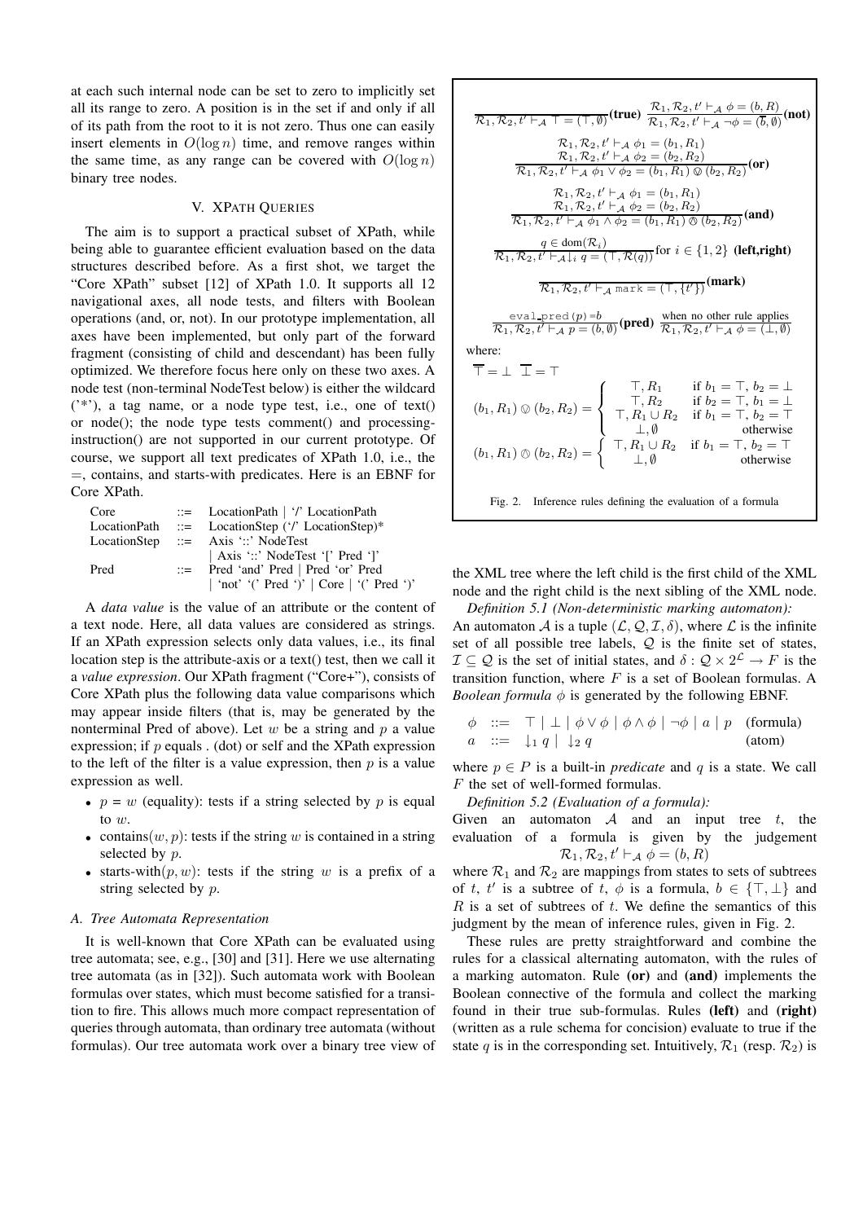at each such internal node can be set to zero to implicitly set all its range to zero. A position is in the set if and only if all of its path from the root to it is not zero. Thus one can easily insert elements in $O(\log n)$ time, and remove ranges within the same time, as any range can be covered with $O(\log n)$ binary tree nodes.

## V. XPath Queries

The aim is to support a practical subset of XPath, while being able to guarantee efficient evaluation based on the data structures described before. As a first shot, we target the "Core XPath" subset [12] of XPath 1.0. It supports all 12 navigational axes, all node tests, and filters with Boolean operations (and, or, not). In our prototype implementation, all axes have been implemented, but only part of the forward fragment (consisting of child and descendant) has been fully optimized. We therefore focus here only on these two axes. A node test (non-terminal NodeTest below) is either the wildcard ('*'), a tag name, or a node type test, i.e., one of text() or node(); the node type tests comment() and processing-instruction() are not supported in our current prototype. Of course, we support all text predicates of XPath 1.0, i.e., the =, contains, and starts-with predicates. Here is an EBNF for Core XPath.

```
Core          ::=  LocationPath | '/' LocationPath
LocationPath  ::=  LocationStep ('/' LocationStep)*
LocationStep  ::=  Axis '::' NodeTest
                 | Axis '::' NodeTest '[' Pred ']'
Pred          ::=  Pred 'and' Pred | Pred 'or' Pred
                 | 'not' '(' Pred ')' | Core | '(' Pred ')'
```

A *data value* is the value of an attribute or the content of a text node. Here, all data values are considered as strings. If an XPath expression selects only data values, i.e., its final location step is the attribute-axis or a text() test, then we call it a *value expression*. Our XPath fragment ("Core+"), consists of Core XPath plus the following data value comparisons which may appear inside filters (that is, may be generated by the nonterminal Pred of above). Let $w$ be a string and $p$ a value expression; if $p$ equals . (dot) or self and the XPath expression to the left of the filter is a value expression, then $p$ is a value expression as well.

- $p = w$ (equality): tests if a string selected by $p$ is equal to $w$.
- contains($w, p$): tests if the string $w$ is contained in a string selected by $p$.
- starts-with($p, w$): tests if the string $w$ is a prefix of a string selected by $p$.

### A. Tree Automata Representation

It is well-known that Core XPath can be evaluated using tree automata; see, e.g., [30] and [31]. Here we use alternating tree automata (as in [32]). Such automata work with Boolean formulas over states, which must become satisfied for a transition to fire. This allows much more compact representation of queries through automata, than ordinary tree automata (without formulas). Our tree automata work over a binary tree view of the XML tree where the left child is the first child of the XML node and the right child is the next sibling of the XML node.

*Definition 5.1 (Non-deterministic marking automaton):* An automaton $\mathcal{A}$ is a tuple $(\mathcal{L}, \mathcal{Q}, \mathcal{I}, \delta)$, where $\mathcal{L}$ is the infinite set of all possible tree labels, $\mathcal{Q}$ is the finite set of states, $\mathcal{I} \subseteq \mathcal{Q}$ is the set of initial states, and $\delta : \mathcal{Q} \times 2^{\mathcal{L}} \to F$ is the transition function, where $F$ is a set of Boolean formulas. A *Boolean formula* $\phi$ is generated by the following EBNF.

$$
\begin{array}{llll}
\phi & ::= & \top \mid \bot \mid \phi \vee \phi \mid \phi \wedge \phi \mid \neg\phi \mid a \mid p & \text{(formula)} \\
a & ::= & \downarrow_1 q \mid \downarrow_2 q & \text{(atom)}
\end{array}
$$

where $p \in P$ is a built-in *predicate* and $q$ is a state. We call $F$ the set of well-formed formulas.

*Definition 5.2 (Evaluation of a formula):* Given an automaton $\mathcal{A}$ and an input tree $t$, the evaluation of a formula is given by the judgement

$$\mathcal{R}_1, \mathcal{R}_2, t' \vdash_{\mathcal{A}} \phi = (b, R)$$

where $\mathcal{R}_1$ and $\mathcal{R}_2$ are mappings from states to sets of subtrees of $t$, $t'$ is a subtree of $t$, $\phi$ is a formula, $b \in \{\top, \bot\}$ and $R$ is a set of subtrees of $t$. We define the semantics of this judgment by the mean of inference rules, given in Fig. 2.

$$
\frac{}{\mathcal{R}_1, \mathcal{R}_2, t' \vdash_{\mathcal{A}} \top = (\top, \emptyset)}\textbf{(true)} \qquad
\frac{\mathcal{R}_1, \mathcal{R}_2, t' \vdash_{\mathcal{A}} \phi = (b, R)}{\mathcal{R}_1, \mathcal{R}_2, t' \vdash_{\mathcal{A}} \neg\phi = (\overline{b}, \emptyset)}\textbf{(not)}
$$

$$
\frac{\mathcal{R}_1, \mathcal{R}_2, t' \vdash_{\mathcal{A}} \phi_1 = (b_1, R_1) \quad \mathcal{R}_1, \mathcal{R}_2, t' \vdash_{\mathcal{A}} \phi_2 = (b_2, R_2)}{\mathcal{R}_1, \mathcal{R}_2, t' \vdash_{\mathcal{A}} \phi_1 \vee \phi_2 = (b_1, R_1) \oslash (b_2, R_2)}\textbf{(or)}
$$

$$
\frac{\mathcal{R}_1, \mathcal{R}_2, t' \vdash_{\mathcal{A}} \phi_1 = (b_1, R_1) \quad \mathcal{R}_1, \mathcal{R}_2, t' \vdash_{\mathcal{A}} \phi_2 = (b_2, R_2)}{\mathcal{R}_1, \mathcal{R}_2, t' \vdash_{\mathcal{A}} \phi_1 \wedge \phi_2 = (b_1, R_1) \owedge (b_2, R_2)}\textbf{(and)}
$$

$$
\frac{q \in \mathrm{dom}(\mathcal{R}_i)}{\mathcal{R}_1, \mathcal{R}_2, t' \vdash_{\mathcal{A}} \downarrow_i q = (\top, \mathcal{R}(q))} \text{for } i \in \{1, 2\} \ \textbf{(left,right)}
$$

$$
\frac{}{\mathcal{R}_1, \mathcal{R}_2, t' \vdash_{\mathcal{A}} \texttt{mark} = (\top, \{t'\})}\textbf{(mark)}
$$

$$
\frac{\texttt{eval\_pred}(p) = b}{\mathcal{R}_1, \mathcal{R}_2, t' \vdash_{\mathcal{A}} p = (b, \emptyset)}\textbf{(pred)} \qquad
\frac{\text{when no other rule applies}}{\mathcal{R}_1, \mathcal{R}_2, t' \vdash_{\mathcal{A}} \phi = (\bot, \emptyset)}
$$

where:

$$\overline{\top} = \bot \quad \overline{\bot} = \top$$

$$
(b_1, R_1) \oslash (b_2, R_2) = \begin{cases} \top, R_1 & \text{if } b_1 = \top, b_2 = \bot \\ \top, R_2 & \text{if } b_2 = \top, b_1 = \bot \\ \top, R_1 \cup R_2 & \text{if } b_1 = \top, b_2 = \top \\ \bot, \emptyset & \text{otherwise} \end{cases}
$$

$$
(b_1, R_1) \owedge (b_2, R_2) = \begin{cases} \top, R_1 \cup R_2 & \text{if } b_1 = \top, b_2 = \top \\ \bot, \emptyset & \text{otherwise} \end{cases}
$$

Fig. 2. Inference rules defining the evaluation of a formula

These rules are pretty straightforward and combine the rules for a classical alternating automaton, with the rules of a marking automaton. Rule **(or)** and **(and)** implements the Boolean connective of the formula and collect the marking found in their true sub-formulas. Rules **(left)** and **(right)** (written as a rule schema for concision) evaluate to true if the state $q$ is in the corresponding set. Intuitively, $\mathcal{R}_1$ (resp. $\mathcal{R}_2$) is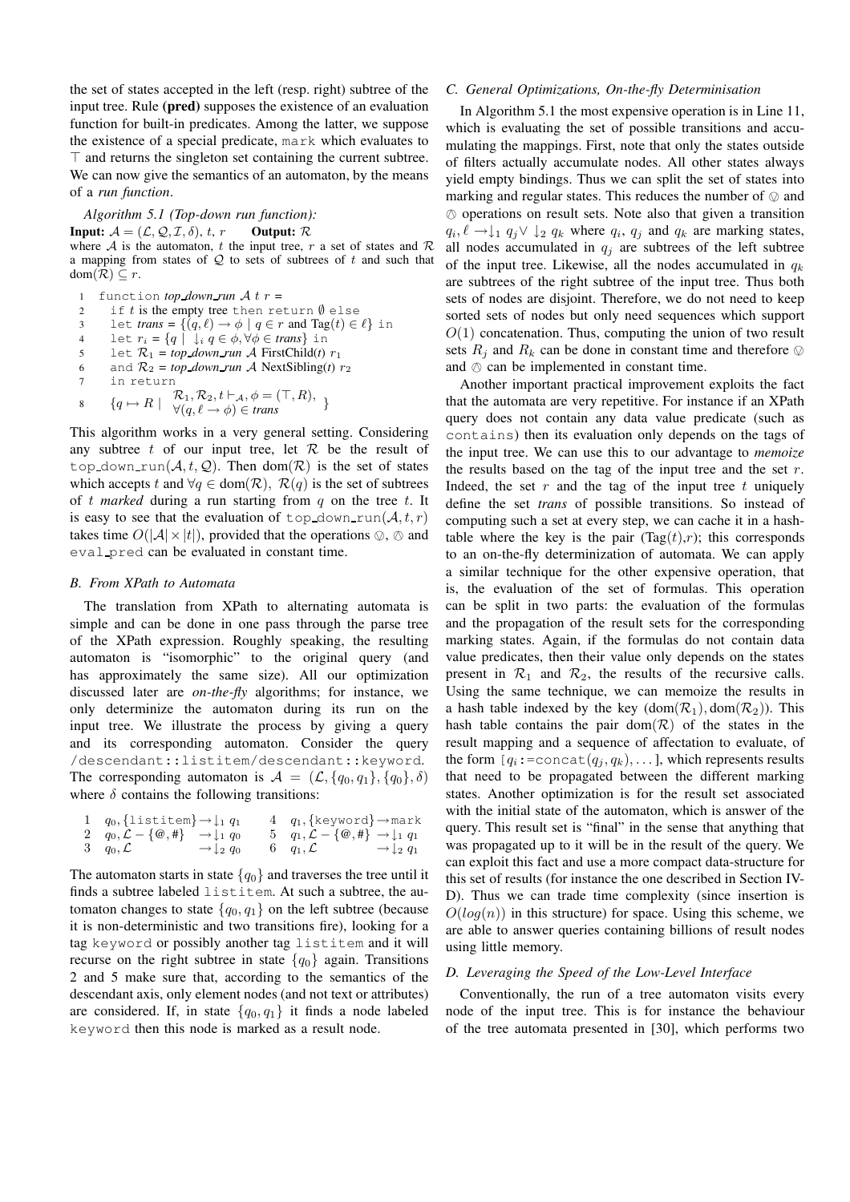the set of states accepted in the left (resp. right) subtree of the input tree. Rule **(pred)** supposes the existence of an evaluation function for built-in predicates. Among the latter, we suppose the existence of a special predicate, `mark` which evaluates to $\top$ and returns the singleton set containing the current subtree. We can now give the semantics of an automaton, by the means of a *run function*.

*Algorithm 5.1 (Top-down run function):*
**Input:** $\mathcal{A} = (\mathcal{L}, \mathcal{Q}, \mathcal{I}, \delta)$, $t$, $r$ **Output:** $\mathcal{R}$
where $\mathcal{A}$ is the automaton, $t$ the input tree, $r$ a set of states and $\mathcal{R}$ a mapping from states of $\mathcal{Q}$ to sets of subtrees of $t$ and such that $\text{dom}(\mathcal{R}) \subseteq r$.

1. function *top_down_run* $\mathcal{A}$ $t$ $r$ =
2. if $t$ is the empty tree then return $\emptyset$ else
3. let *trans* = $\{(q, \ell) \to \phi \mid q \in r \text{ and } \text{Tag}(t) \in \ell\}$ in
4. let $r_i = \{q \mid \downarrow_i q \in \phi, \forall \phi \in \textit{trans}\}$ in
5. let $\mathcal{R}_1$ = *top_down_run* $\mathcal{A}$ FirstChild($t$) $r_1$
6. and $\mathcal{R}_2$ = *top_down_run* $\mathcal{A}$ NextSibling($t$) $r_2$
7. in return
8. $\{q \mapsto R \mid \begin{array}{l} \mathcal{R}_1, \mathcal{R}_2, t \vdash_{\mathcal{A}}, \phi = (\top, R), \\ \forall (q, \ell \to \phi) \in \textit{trans} \end{array} \}$

This algorithm works in a very general setting. Considering any subtree $t$ of our input tree, let $\mathcal{R}$ be the result of `top_down_run`$(\mathcal{A}, t, \mathcal{Q})$. Then $\text{dom}(\mathcal{R})$ is the set of states which accepts $t$ and $\forall q \in \text{dom}(\mathcal{R})$, $\mathcal{R}(q)$ is the set of subtrees of $t$ *marked* during a run starting from $q$ on the tree $t$. It is easy to see that the evaluation of `top_down_run`$(\mathcal{A}, t, r)$ takes time $O(|\mathcal{A}| \times |t|)$, provided that the operations $\oslash$, $\otimes$ and `eval_pred` can be evaluated in constant time.

### B. From XPath to Automata

The translation from XPath to alternating automata is simple and can be done in one pass through the parse tree of the XPath expression. Roughly speaking, the resulting automaton is "isomorphic" to the original query (and has approximately the same size). All our optimization discussed later are *on-the-fly* algorithms; for instance, we only determinize the automaton during its run on the input tree. We illustrate the process by giving a query and its corresponding automaton. Consider the query `/descendant::listitem/descendant::keyword`. The corresponding automaton is $\mathcal{A} = (\mathcal{L}, \{q_0, q_1\}, \{q_0\}, \delta)$ where $\delta$ contains the following transitions:

| | | | | | |
|---|---|---|---|---|---|
| 1 | $q_0, \{\texttt{listitem}\} \to \downarrow_1 q_1$ | | 4 | $q_1, \{\texttt{keyword}\} \to \texttt{mark}$ | |
| 2 | $q_0, \mathcal{L} - \{@, \#\}$ | $\to \downarrow_1 q_0$ | 5 | $q_1, \mathcal{L} - \{@, \#\}$ | $\to \downarrow_1 q_1$ |
| 3 | $q_0, \mathcal{L}$ | $\to \downarrow_2 q_0$ | 6 | $q_1, \mathcal{L}$ | $\to \downarrow_2 q_1$ |

The automaton starts in state $\{q_0\}$ and traverses the tree until it finds a subtree labeled `listitem`. At such a subtree, the automaton changes to state $\{q_0, q_1\}$ on the left subtree (because it is non-deterministic and two transitions fire), looking for a tag `keyword` or possibly another tag `listitem` and it will recurse on the right subtree in state $\{q_0\}$ again. Transitions 2 and 5 make sure that, according to the semantics of the descendant axis, only element nodes (and not text or attributes) are considered. If, in state $\{q_0, q_1\}$ it finds a node labeled `keyword` then this node is marked as a result node.

### C. General Optimizations, On-the-fly Determinisation

In Algorithm 5.1 the most expensive operation is in Line 11, which is evaluating the set of possible transitions and accumulating the mappings. First, note that only the states outside of filters actually accumulate nodes. All other states always yield empty bindings. Thus we can split the set of states into marking and regular states. This reduces the number of $\oslash$ and $\otimes$ operations on result sets. Note also that given a transition $q_i, \ell \to \downarrow_1 q_j \vee \downarrow_2 q_k$ where $q_i$, $q_j$ and $q_k$ are marking states, all nodes accumulated in $q_j$ are subtrees of the left subtree of the input tree. Likewise, all the nodes accumulated in $q_k$ are subtrees of the right subtree of the input tree. Thus both sets of nodes are disjoint. Therefore, we do not need to keep sorted sets of nodes but only need sequences which support $O(1)$ concatenation. Thus, computing the union of two result sets $R_j$ and $R_k$ can be done in constant time and therefore $\oslash$ and $\otimes$ can be implemented in constant time.

Another important practical improvement exploits the fact that the automata are very repetitive. For instance if an XPath query does not contain any data value predicate (such as `contains`) then its evaluation only depends on the tags of the input tree. We can use this to our advantage to *memoize* the results based on the tag of the input tree and the set $r$. Indeed, the set $r$ and the tag of the input tree $t$ uniquely define the set *trans* of possible transitions. So instead of computing such a set at every step, we can cache it in a hash-table where the key is the pair (Tag($t$),$r$); this corresponds to an on-the-fly determinization of automata. We can apply a similar technique for the other expensive operation, that is, the evaluation of the set of formulas. This operation can be split in two parts: the evaluation of the formulas and the propagation of the result sets for the corresponding marking states. Again, if the formulas do not contain data value predicates, then their value only depends on the states present in $\mathcal{R}_1$ and $\mathcal{R}_2$, the results of the recursive calls. Using the same technique, we can memoize the results in a hash table indexed by the key $(\text{dom}(\mathcal{R}_1), \text{dom}(\mathcal{R}_2))$. This hash table contains the pair $\text{dom}(\mathcal{R})$ of the states in the result mapping and a sequence of affectation to evaluate, of the form $[q_i$`:=concat`$(q_j, q_k), \ldots]$, which represents results that need to be propagated between the different marking states. Another optimization is for the result set associated with the initial state of the automaton, which is answer of the query. This result set is "final" in the sense that anything that was propagated up to it will be in the result of the query. We can exploit this fact and use a more compact data-structure for this set of results (for instance the one described in Section IV-D). Thus we can trade time complexity (since insertion is $O(log(n))$ in this structure) for space. Using this scheme, we are able to answer queries containing billions of result nodes using little memory.

### D. Leveraging the Speed of the Low-Level Interface

Conventionally, the run of a tree automaton visits every node of the input tree. This is for instance the behaviour of the tree automata presented in [30], which performs two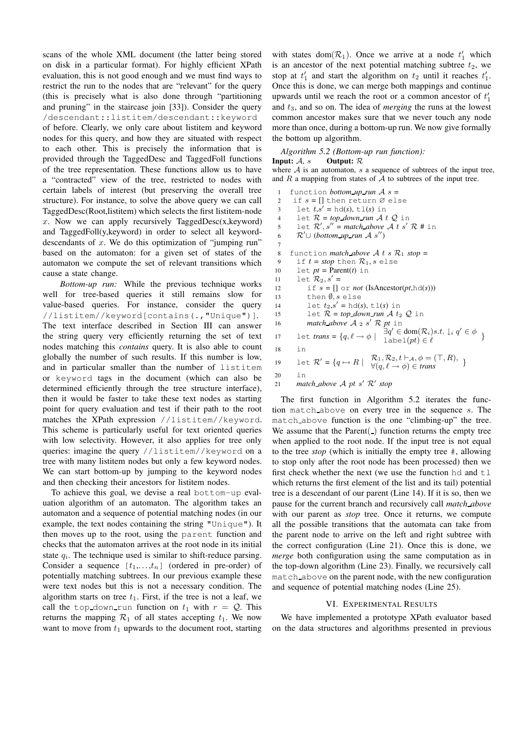scans of the whole XML document (the latter being stored on disk in a particular format). For highly efficient XPath evaluation, this is not good enough and we must find ways to restrict the run to the nodes that are "relevant" for the query (this is precisely what is also done through "partitioning and pruning" in the staircase join [33]). Consider the query `/descendant::listitem/descendant::keyword` of before. Clearly, we only care about listitem and keyword nodes for this query, and how they are situated with respect to each other. This is precisely the information that is provided through the TaggedDesc and TaggedFoll functions of the tree representation. These functions allow us to have a "contracted" view of the tree, restricted to nodes with certain labels of interest (but preserving the overall tree structure). For instance, to solve the above query we can call TaggedDesc(Root,listitem) which selects the first listitem-node $x$. Now we can apply recursively TaggedDesc(x,keyword) and TaggedFoll(y,keyword) in order to select all keyword-descendants of $x$. We do this optimization of "jumping run" based on the automaton: for a given set of states of the automaton we compute the set of relevant transitions which cause a state change.

*Bottom-up run:* While the previous technique works well for tree-based queries it still remains slow for value-based queries. For instance, consider the query `//listitem//keyword[contains(.,"Unique")]`. The text interface described in Section III can answer the string query very efficiently returning the set of text nodes matching this *contains* query. It is also able to count globally the number of such results. If this number is low, and in particular smaller than the number of `listitem` or `keyword` tags in the document (which can also be determined efficiently through the tree structure interface), then it would be faster to take these text nodes as starting point for query evaluation and test if their path to the root matches the XPath expression `//listitem//keyword`. This scheme is particularly useful for text oriented queries with low selectivity. However, it also applies for tree only queries: imagine the query `//listitem//keyword` on a tree with many listitem nodes but only a few keyword nodes. We can start bottom-up by jumping to the keyword nodes and then checking their ancestors for listitem nodes.

To achieve this goal, we devise a real `bottom-up` evaluation algorithm of an automaton. The algorithm takes an automaton and a sequence of potential matching nodes (in our example, the text nodes containing the string `"Unique"`). It then moves up to the root, using the `parent` function and checks that the automaton arrives at the root node in its initial state $q_i$. The technique used is similar to shift-reduce parsing. Consider a sequence $[t_1,\ldots,t_n]$ (ordered in pre-order) of potentially matching subtrees. In our previous example these were text nodes but this is not a necessary condition. The algorithm starts on tree $t_1$. First, if the tree is not a leaf, we call the `top_down_run` function on $t_1$ with $r = \mathcal{Q}$. This returns the mapping $\mathcal{R}_1$ of all states accepting $t_1$. We now want to move from $t_1$ upwards to the document root, starting with states $\text{dom}(\mathcal{R}_1)$. Once we arrive at a node $t'_1$ which is an ancestor of the next potential matching subtree $t_2$, we stop at $t'_1$ and start the algorithm on $t_2$ until it reaches $t'_1$. Once this is done, we can merge both mappings and continue upwards until we reach the root or a common ancestor of $t'_1$ and $t_3$, and so on. The idea of *merging* the runs at the lowest common ancestor makes sure that we never touch any node more than once, during a bottom-up run. We now give formally the bottom up algorithm.

*Algorithm 5.2 (Bottom-up run function):*
**Input:** $\mathcal{A}$, $s$ **Output:** $\mathcal{R}$
where $\mathcal{A}$ is an automaton, $s$ a sequence of subtrees of the input tree, and $R$ a mapping from states of $\mathcal{A}$ to subtrees of the input tree.

```
1  function bottom_up_run A s =
2   if s = [] then return ∅ else
3    let t,s' = hd(s), tl(s) in
4    let R = top_down_run A t Q in
5    let R', s'' = match_above A t s' R # in
6    R' ∪ (bottom_up_run A s'')
7
8  function match_above A t s R1 stop =
9    if t = stop then R1, s else
10   let pt = Parent(t) in
11   let R2, s' =
12       if s = [] or not (IsAncestor(pt,hd(s)))
13       then ∅, s else
14       let t2,s' = hd(s), tl(s) in
15       let R = top_down_run A t2 Q in
16       match_above A 2 s' R pt in
17   let trans = {q, ℓ → φ | ∃q' ∈ dom(R_i) s.t. ↓_i q' ∈ φ
                             label(pt) ∈ ℓ }
18   in
19   let R' = {q ↦ R | R1, R2, t ⊢_A, φ = (⊤, R),
                       ∀(q, ℓ → φ) ∈ trans }
20   in
21   match_above A pt s' R' stop
```

The first function in Algorithm 5.2 iterates the function `match_above` on every tree in the sequence $s$. The `match_above` function is the one "climbing-up" the tree. We assume that the Parent(_) function returns the empty tree when applied to the root node. If the input tree is not equal to the tree *stop* (which is initially the empty tree `#`, allowing to stop only after the root node has been processed) then we first check whether the next (we use the function `hd` and `tl` which returns the first element of the list and its tail) potential tree is a descendant of our parent (Line 14). If it is so, then we pause for the current branch and recursively call *match_above* with our parent as *stop* tree. Once it returns, we compute all the possible transitions that the automata can take from the parent node to arrive on the left and right subtree with the correct configuration (Line 21). Once this is done, we *merge* both configuration using the same computation as in the top-down algorithm (Line 23). Finally, we recursively call `match_above` on the parent node, with the new configuration and sequence of potential matching nodes (Line 25).

## VI. Experimental Results

We have implemented a prototype XPath evaluator based on the data structures and algorithms presented in previous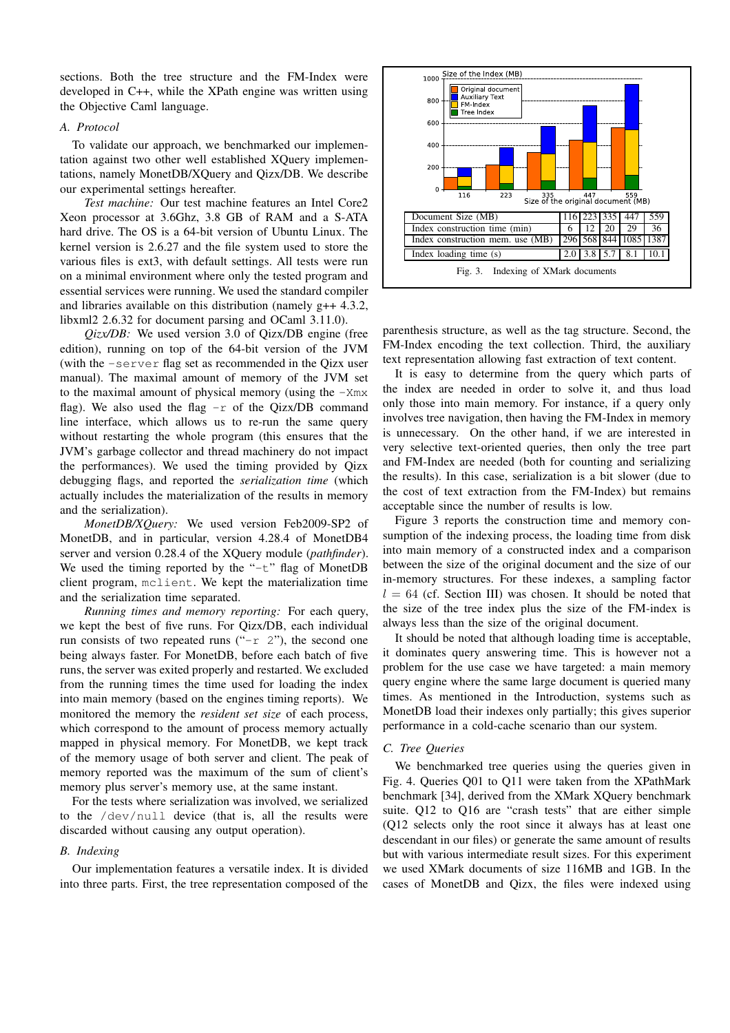sections. Both the tree structure and the FM-Index were developed in C++, while the XPath engine was written using the Objective Caml language.

### A. Protocol

To validate our approach, we benchmarked our implementation against two other well established XQuery implementations, namely MonetDB/XQuery and Qizx/DB. We describe our experimental settings hereafter.

*Test machine:* Our test machine features an Intel Core2 Xeon processor at 3.6Ghz, 3.8 GB of RAM and a S-ATA hard drive. The OS is a 64-bit version of Ubuntu Linux. The kernel version is 2.6.27 and the file system used to store the various files is ext3, with default settings. All tests were run on a minimal environment where only the tested program and essential services were running. We used the standard compiler and libraries available on this distribution (namely g++ 4.3.2, libxml2 2.6.32 for document parsing and OCaml 3.11.0).

*Qizx/DB:* We used version 3.0 of Qizx/DB engine (free edition), running on top of the 64-bit version of the JVM (with the `-server` flag set as recommended in the Qizx user manual). The maximal amount of memory of the JVM set to the maximal amount of physical memory (using the `-Xmx` flag). We also used the flag `-r` of the Qizx/DB command line interface, which allows us to re-run the same query without restarting the whole program (this ensures that the JVM's garbage collector and thread machinery do not impact the performances). We used the timing provided by Qizx debugging flags, and reported the *serialization time* (which actually includes the materialization of the results in memory and the serialization).

*MonetDB/XQuery:* We used version Feb2009-SP2 of MonetDB, and in particular, version 4.28.4 of MonetDB4 server and version 0.28.4 of the XQuery module (*pathfinder*). We used the timing reported by the "`-t`" flag of MonetDB client program, `mclient`. We kept the materialization time and the serialization time separated.

*Running times and memory reporting:* For each query, we kept the best of five runs. For Qizx/DB, each individual run consists of two repeated runs ("`-r 2`"), the second one being always faster. For MonetDB, before each batch of five runs, the server was exited properly and restarted. We excluded from the running times the time used for loading the index into main memory (based on the engines timing reports). We monitored the memory the *resident set size* of each process, which correspond to the amount of process memory actually mapped in physical memory. For MonetDB, we kept track of the memory usage of both server and client. The peak of memory reported was the maximum of the sum of client's memory plus server's memory use, at the same instant.

For the tests where serialization was involved, we serialized to the `/dev/null` device (that is, all the results were discarded without causing any output operation).

### B. Indexing

Our implementation features a versatile index. It is divided into three parts. First, the tree representation composed of the parenthesis structure, as well as the tag structure. Second, the FM-Index encoding the text collection. Third, the auxiliary text representation allowing fast extraction of text content.

It is easy to determine from the query which parts of the index are needed in order to solve it, and thus load only those into main memory. For instance, if a query only involves tree navigation, then having the FM-Index in memory is unnecessary. On the other hand, if we are interested in very selective text-oriented queries, then only the tree part and FM-Index are needed (both for counting and serializing the results). In this case, serialization is a bit slower (due to the cost of text extraction from the FM-Index) but remains acceptable since the number of results is low.

| Document Size (MB) | 116 | 223 | 335 | 447 | 559 |
|---|---|---|---|---|---|
| Index construction time (min) | 6 | 12 | 20 | 29 | 36 |
| Index construction mem. use (MB) | 296 | 568 | 844 | 1085 | 1387 |
| Index loading time (s) | 2.0 | 3.8 | 5.7 | 8.1 | 10.1 |

Fig. 3. Indexing of XMark documents

Figure 3 reports the construction time and memory consumption of the indexing process, the loading time from disk into main memory of a constructed index and a comparison between the size of the original document and the size of our in-memory structures. For these indexes, a sampling factor $l = 64$ (cf. Section III) was chosen. It should be noted that the size of the tree index plus the size of the FM-index is always less than the size of the original document.

It should be noted that although loading time is acceptable, it dominates query answering time. This is however not a problem for the use case we have targeted: a main memory query engine where the same large document is queried many times. As mentioned in the Introduction, systems such as MonetDB load their indexes only partially; this gives superior performance in a cold-cache scenario than our system.

### C. Tree Queries

We benchmarked tree queries using the queries given in Fig. 4. Queries Q01 to Q11 were taken from the XPathMark benchmark [34], derived from the XMark XQuery benchmark suite. Q12 to Q16 are "crash tests" that are either simple (Q12 selects only the root since it always has at least one descendant in our files) or generate the same amount of results but with various intermediate result sizes. For this experiment we used XMark documents of size 116MB and 1GB. In the cases of MonetDB and Qizx, the files were indexed using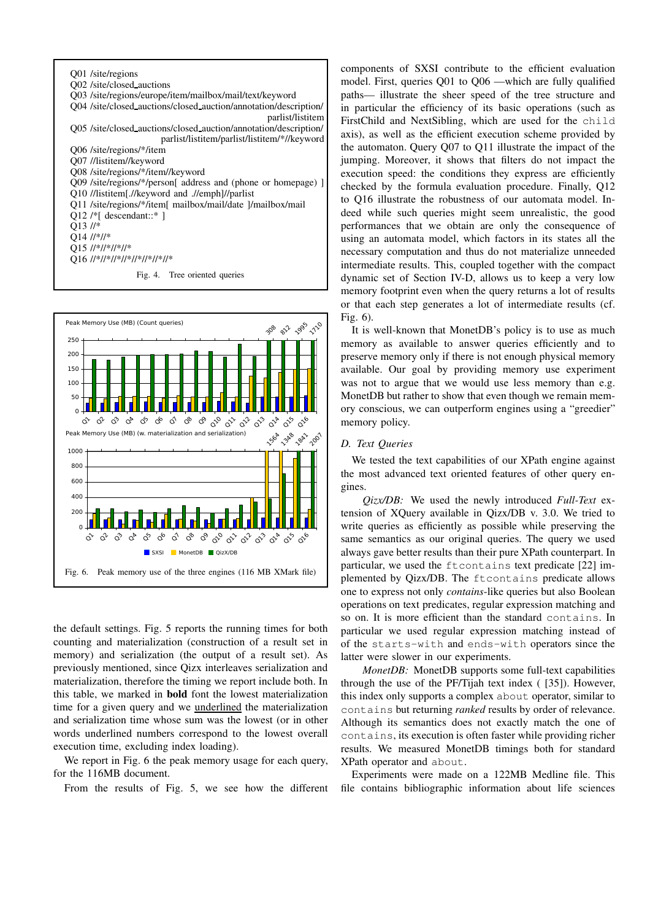Q01 /site/regions
Q02 /site/closed_auctions
Q03 /site/regions/europe/item/mailbox/mail/text/keyword
Q04 /site/closed_auctions/closed_auction/annotation/description/parlist/listitem
Q05 /site/closed_auctions/closed_auction/annotation/description/parlist/listitem/parlist/listitem/*//keyword
Q06 /site/regions/*/item
Q07 //listitem//keyword
Q08 /site/regions/*/item//keyword
Q09 /site/regions/*/person[ address and (phone or homepage) ]
Q10 //listitem[.//keyword and .//emph]//parlist
Q11 /site/regions/*/item[ mailbox/mail/date ]/mailbox/mail
Q12 /*[ descendant::* ]
Q13 //*
Q14 //*//*
Q15 //*//*//*//*
Q16 //*//*//*//*//*//*//*//*

Fig. 4. Tree oriented queries

Peak Memory Use (MB) (Count queries)

308 812 1995 1710

250
200
150
100
50
0

Q1 Q2 Q3 Q4 Q5 Q6 Q7 Q8 Q9 Q10 Q11 Q12 Q13 Q14 Q15 Q16

Peak Memory Use (MB) (w. materialization and serialization)

1564 1348 1841 2007

1000
800
600
400
200
0

Q1 Q2 Q3 Q4 Q5 Q6 Q7 Q8 Q9 Q10 Q11 Q12 Q13 Q14 Q15 Q16

SXSI MonetDB QizX/DB

Fig. 6. Peak memory use of the three engines (116 MB XMark file)

the default settings. Fig. 5 reports the running times for both counting and materialization (construction of a result set in memory) and serialization (the output of a result set). As previously mentioned, since Qizx interleaves serialization and materialization, therefore the timing we report include both. In this table, we marked in **bold** font the lowest materialization time for a given query and we underlined the materialization and serialization time whose sum was the lowest (or in other words underlined numbers correspond to the lowest overall execution time, excluding index loading).

We report in Fig. 6 the peak memory usage for each query, for the 116MB document.

From the results of Fig. 5, we see how the different components of SXSI contribute to the efficient evaluation model. First, queries Q01 to Q06 —which are fully qualified paths— illustrate the sheer speed of the tree structure and in particular the efficiency of its basic operations (such as FirstChild and NextSibling, which are used for the `child` axis), as well as the efficient execution scheme provided by the automaton. Query Q07 to Q11 illustrate the impact of the jumping. Moreover, it shows that filters do not impact the execution speed: the conditions they express are efficiently checked by the formula evaluation procedure. Finally, Q12 to Q16 illustrate the robustness of our automata model. Indeed while such queries might seem unrealistic, the good performances that we obtain are only the consequence of using an automata model, which factors in its states all the necessary computation and thus do not materialize unneeded intermediate results. This, coupled together with the compact dynamic set of Section IV-D, allows us to keep a very low memory footprint even when the query returns a lot of results or that each step generates a lot of intermediate results (cf. Fig. 6).

It is well-known that MonetDB's policy is to use as much memory as available to answer queries efficiently and to preserve memory only if there is not enough physical memory available. Our goal by providing memory use experiment was not to argue that we would use less memory than e.g. MonetDB but rather to show that even though we remain memory conscious, we can outperform engines using a "greedier" memory policy.

### D. Text Queries

We tested the text capabilities of our XPath engine against the most advanced text oriented features of other query engines.

*Qizx/DB:* We used the newly introduced *Full-Text* extension of XQuery available in Qizx/DB v. 3.0. We tried to write queries as efficiently as possible while preserving the same semantics as our original queries. The query we used always gave better results than their pure XPath counterpart. In particular, we used the `ftcontains` text predicate [22] implemented by Qizx/DB. The `ftcontains` predicate allows one to express not only *contains*-like queries but also Boolean operations on text predicates, regular expression matching and so on. It is more efficient than the standard `contains`. In particular we used regular expression matching instead of of the `starts-with` and `ends-with` operators since the latter were slower in our experiments.

*MonetDB:* MonetDB supports some full-text capabilities through the use of the PF/Tijah text index ( [35]). However, this index only supports a complex `about` operator, similar to `contains` but returning *ranked* results by order of relevance. Although its semantics does not exactly match the one of `contains`, its execution is often faster while providing richer results. We measured MonetDB timings both for standard XPath operator and `about`.

Experiments were made on a 122MB Medline file. This file contains bibliographic information about life sciences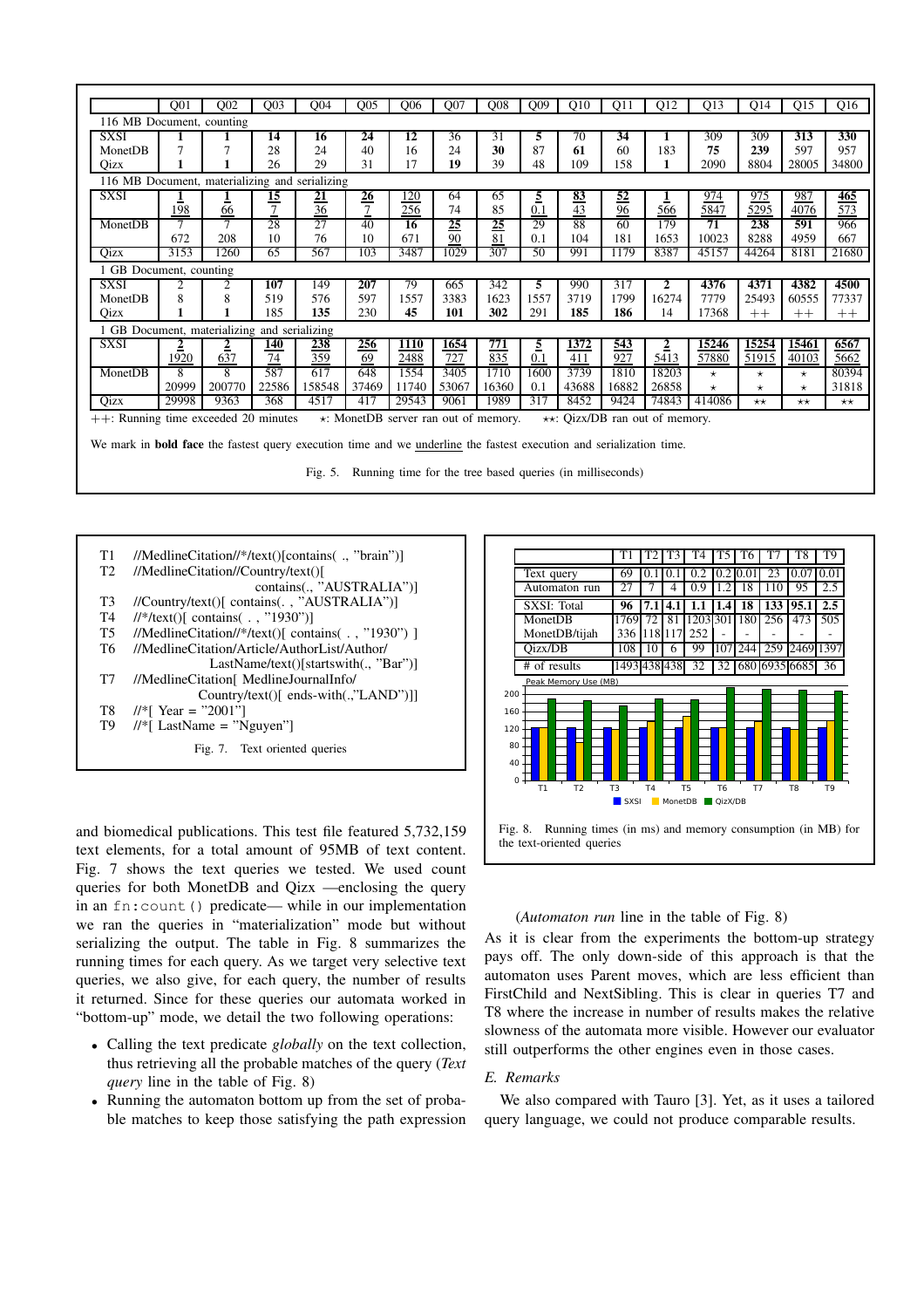|  | Q01 | Q02 | Q03 | Q04 | Q05 | Q06 | Q07 | Q08 | Q09 | Q10 | Q11 | Q12 | Q13 | Q14 | Q15 | Q16 |
|---|---|---|---|---|---|---|---|---|---|---|---|---|---|---|---|---|
| 116 MB Document, counting | | | | | | | | | | | | | | | | |
| SXSI | **1** | **1** | **14** | **16** | **24** | **12** | 36 | 31 | **5** | 70 | **34** | **1** | 309 | 309 | **313** | **330** |
| MonetDB | 7 | 7 | 28 | 24 | 40 | 16 | 24 | **30** | 87 | **61** | 60 | 183 | **75** | **239** | 597 | 957 |
| Qizx | **1** | **1** | 26 | 29 | 31 | 17 | **19** | 39 | 48 | 109 | 158 | **1** | 2090 | 8804 | 28005 | 34800 |
| 116 MB Document, materializing and serializing | | | | | | | | | | | | | | | | |
| SXSI | **1** | **1** | **15** | **21** | **26** | 120 | 64 | 65 | **5** | **83** | **52** | **1** | 974 | 975 | 987 | **465** |
|  | 198 | 66 | 7 | 36 | 7 | 256 | 74 | 85 | 0.1 | 43 | 96 | 566 | 5847 | 5295 | 4076 | 573 |
| MonetDB | 7 | 7 | 28 | 27 | 40 | **16** | **25** | **25** | 29 | 88 | 60 | 179 | **71** | **238** | **591** | 966 |
|  | 672 | 208 | 10 | 76 | 10 | 671 | 90 | 81 | 0.1 | 104 | 181 | 1653 | 10023 | 8288 | 4959 | 667 |
| Qizx | 3153 | 1260 | 65 | 567 | 103 | 3487 | 1029 | 307 | 50 | 991 | 1179 | 8387 | 45157 | 44264 | 8181 | 21680 |
| 1 GB Document, counting | | | | | | | | | | | | | | | | |
| SXSI | 2 | 2 | **107** | 149 | **207** | 79 | 665 | 342 | **5** | 990 | 317 | **2** | **4376** | **4371** | **4382** | **4500** |
| MonetDB | 8 | 8 | 519 | 576 | 597 | 1557 | 3383 | 1623 | 1557 | 3719 | 1799 | 16274 | 7779 | 25493 | 60555 | 77337 |
| Qizx | **1** | **1** | 185 | **135** | 230 | **45** | **101** | **302** | 291 | **185** | **186** | 14 | 17368 | ++ | ++ | ++ |
| 1 GB Document, materializing and serializing | | | | | | | | | | | | | | | | |
| SXSI | **2** | **2** | **140** | **238** | **256** | **1110** | **1654** | **771** | **5** | **1372** | **543** | **2** | **15246** | **15254** | **15461** | **6567** |
|  | 1920 | 637 | 74 | 359 | 69 | 2488 | 727 | 835 | 0.1 | 411 | 927 | 5413 | 57880 | 51915 | 40103 | 5662 |
| MonetDB | 8 | 8 | 587 | 617 | 648 | 1554 | 3405 | 1710 | 1600 | 3739 | 1810 | 18203 | ⋆ | ⋆ | ⋆ | 80394 |
|  | 20999 | 200770 | 22586 | 158548 | 37469 | 11740 | 53067 | 16360 | 0.1 | 43688 | 16882 | 26858 | ⋆ | ⋆ | ⋆ | 31818 |
| Qizx | 29998 | 9363 | 368 | 4517 | 417 | 29543 | 9061 | 1989 | 317 | 8452 | 9424 | 74843 | 414086 | ⋆⋆ | ⋆⋆ | ⋆⋆ |

++: Running time exceeded 20 minutes   ⋆: MonetDB server ran out of memory.   ⋆⋆: Qizx/DB ran out of memory.

We mark in **bold face** the fastest query execution time and we underline the fastest execution and serialization time.

Fig. 5. Running time for the tree based queries (in milliseconds)

```
T1  //MedlineCitation//*/text()[contains( ., "brain")]
T2  //MedlineCitation//Country/text()[
                          contains(., "AUSTRALIA")]
T3  //Country/text()[ contains(. , "AUSTRALIA")]
T4  //*/text()[ contains( . , "1930")]
T5  //MedlineCitation//*/text()[ contains( . , "1930") ]
T6  //MedlineCitation/Article/AuthorList/Author/
                    LastName/text()[startswith(., "Bar")]
T7  //MedlineCitation[ MedlineJournalInfo/
                  Country/text()[ ends-with(.,"LAND")]]
T8  //*[ Year = "2001"]
T9  //*[ LastName = "Nguyen"]
```

Fig. 7. Text oriented queries

|  | T1 | T2 | T3 | T4 | T5 | T6 | T7 | T8 | T9 |
|---|---|---|---|---|---|---|---|---|---|
| Text query | 69 | 0.1 | 0.1 | 0.2 | 0.2 | 0.01 | 23 | 0.07 | 0.01 |
| Automaton run | 27 | 7 | 4 | 0.9 | 1.2 | 18 | 110 | 95 | 2.5 |
| SXSI: Total | **96** | **7.1** | **4.1** | **1.1** | **1.4** | **18** | **133** | **95.1** | **2.5** |
| MonetDB | 1769 | 72 | 81 | 1203 | 301 | 180 | 256 | 473 | 505 |
| MonetDB/tijah | 336 | 118 | 117 | 252 | - | - | - | - | - |
| Qizx/DB | 108 | 10 | 6 | 99 | 107 | 244 | 259 | 2469 | 1397 |
| # of results | 1493 | 438 | 438 | 32 | 32 | 680 | 6935 | 6685 | 36 |

Fig. 8. Running times (in ms) and memory consumption (in MB) for the text-oriented queries

and biomedical publications. This test file featured 5,732,159 text elements, for a total amount of 95MB of text content. Fig. 7 shows the text queries we tested. We used count queries for both MonetDB and Qizx —enclosing the query in an `fn:count()` predicate— while in our implementation we ran the queries in "materialization" mode but without serializing the output. The table in Fig. 8 summarizes the running times for each query. As we target very selective text queries, we also give, for each query, the number of results it returned. Since for these queries our automata worked in "bottom-up" mode, we detail the two following operations:

- Calling the text predicate *globally* on the text collection, thus retrieving all the probable matches of the query (*Text query* line in the table of Fig. 8)
- Running the automaton bottom up from the set of probable matches to keep those satisfying the path expression (*Automaton run* line in the table of Fig. 8)

As it is clear from the experiments the bottom-up strategy pays off. The only down-side of this approach is that the automaton uses Parent moves, which are less efficient than FirstChild and NextSibling. This is clear in queries T7 and T8 where the increase in number of results makes the relative slowness of the automata more visible. However our evaluator still outperforms the other engines even in those cases.

### E. Remarks

We also compared with Tauro [3]. Yet, as it uses a tailored query language, we could not produce comparable results.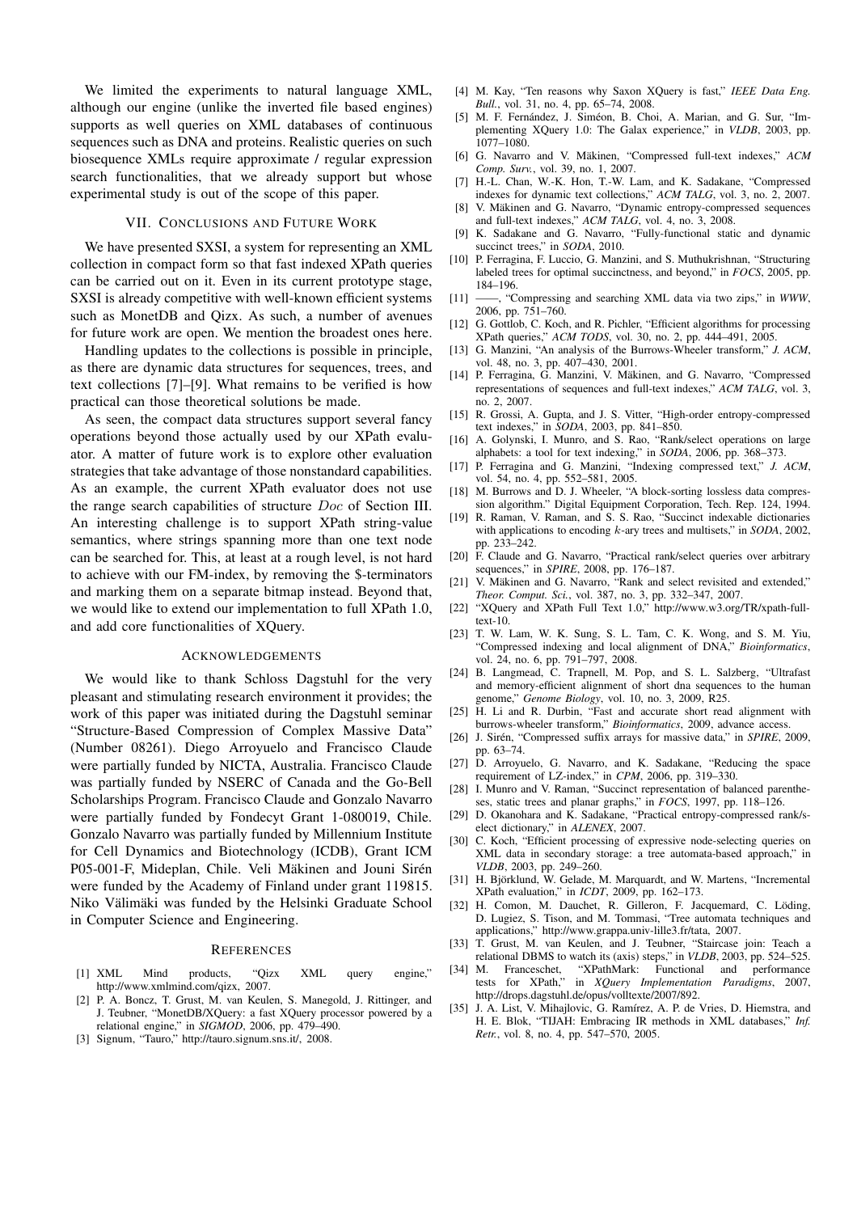We limited the experiments to natural language XML, although our engine (unlike the inverted file based engines) supports as well queries on XML databases of continuous sequences such as DNA and proteins. Realistic queries on such biosequence XMLs require approximate / regular expression search functionalities, that we already support but whose experimental study is out of the scope of this paper.

## VII. Conclusions and Future Work

We have presented SXSI, a system for representing an XML collection in compact form so that fast indexed XPath queries can be carried out on it. Even in its current prototype stage, SXSI is already competitive with well-known efficient systems such as MonetDB and Qizx. As such, a number of avenues for future work are open. We mention the broadest ones here.

Handling updates to the collections is possible in principle, as there are dynamic data structures for sequences, trees, and text collections [7]–[9]. What remains to be verified is how practical can those theoretical solutions be made.

As seen, the compact data structures support several fancy operations beyond those actually used by our XPath evaluator. A matter of future work is to explore other evaluation strategies that take advantage of those nonstandard capabilities. As an example, the current XPath evaluator does not use the range search capabilities of structure $Doc$ of Section III. An interesting challenge is to support XPath string-value semantics, where strings spanning more than one text node can be searched for. This, at least at a rough level, is not hard to achieve with our FM-index, by removing the \$-terminators and marking them on a separate bitmap instead. Beyond that, we would like to extend our implementation to full XPath 1.0, and add core functionalities of XQuery.

## Acknowledgements

We would like to thank Schloss Dagstuhl for the very pleasant and stimulating research environment it provides; the work of this paper was initiated during the Dagstuhl seminar "Structure-Based Compression of Complex Massive Data" (Number 08261). Diego Arroyuelo and Francisco Claude were partially funded by NICTA, Australia. Francisco Claude was partially funded by NSERC of Canada and the Go-Bell Scholarships Program. Francisco Claude and Gonzalo Navarro were partially funded by Fondecyt Grant 1-080019, Chile. Gonzalo Navarro was partially funded by Millennium Institute for Cell Dynamics and Biotechnology (ICDB), Grant ICM P05-001-F, Mideplan, Chile. Veli Mäkinen and Jouni Sirén were funded by the Academy of Finland under grant 119815. Niko Välimäki was funded by the Helsinki Graduate School in Computer Science and Engineering.

## References

[1] XML Mind products, "Qizx XML query engine," http://www.xmlmind.com/qizx, 2007.

[2] P. A. Boncz, T. Grust, M. van Keulen, S. Manegold, J. Rittinger, and J. Teubner, "MonetDB/XQuery: a fast XQuery processor powered by a relational engine," in *SIGMOD*, 2006, pp. 479–490.

[3] Signum, "Tauro," http://tauro.signum.sns.it/, 2008.

[4] M. Kay, "Ten reasons why Saxon XQuery is fast," *IEEE Data Eng. Bull.*, vol. 31, no. 4, pp. 65–74, 2008.

[5] M. F. Fernández, J. Siméon, B. Choi, A. Marian, and G. Sur, "Implementing XQuery 1.0: The Galax experience," in *VLDB*, 2003, pp. 1077–1080.

[6] G. Navarro and V. Mäkinen, "Compressed full-text indexes," *ACM Comp. Surv.*, vol. 39, no. 1, 2007.

[7] H.-L. Chan, W.-K. Hon, T.-W. Lam, and K. Sadakane, "Compressed indexes for dynamic text collections," *ACM TALG*, vol. 3, no. 2, 2007.

[8] V. Mäkinen and G. Navarro, "Dynamic entropy-compressed sequences and full-text indexes," *ACM TALG*, vol. 4, no. 3, 2008.

[9] K. Sadakane and G. Navarro, "Fully-functional static and dynamic succinct trees," in *SODA*, 2010.

[10] P. Ferragina, F. Luccio, G. Manzini, and S. Muthukrishnan, "Structuring labeled trees for optimal succinctness, and beyond," in *FOCS*, 2005, pp. 184–196.

[11] ——, "Compressing and searching XML data via two zips," in *WWW*, 2006, pp. 751–760.

[12] G. Gottlob, C. Koch, and R. Pichler, "Efficient algorithms for processing XPath queries," *ACM TODS*, vol. 30, no. 2, pp. 444–491, 2005.

[13] G. Manzini, "An analysis of the Burrows-Wheeler transform," *J. ACM*, vol. 48, no. 3, pp. 407–430, 2001.

[14] P. Ferragina, G. Manzini, V. Mäkinen, and G. Navarro, "Compressed representations of sequences and full-text indexes," *ACM TALG*, vol. 3, no. 2, 2007.

[15] R. Grossi, A. Gupta, and J. S. Vitter, "High-order entropy-compressed text indexes," in *SODA*, 2003, pp. 841–850.

[16] A. Golynski, I. Munro, and S. Rao, "Rank/select operations on large alphabets: a tool for text indexing," in *SODA*, 2006, pp. 368–373.

[17] P. Ferragina and G. Manzini, "Indexing compressed text," *J. ACM*, vol. 54, no. 4, pp. 552–581, 2005.

[18] M. Burrows and D. J. Wheeler, "A block-sorting lossless data compression algorithm." Digital Equipment Corporation, Tech. Rep. 124, 1994.

[19] R. Raman, V. Raman, and S. S. Rao, "Succinct indexable dictionaries with applications to encoding $k$-ary trees and multisets," in *SODA*, 2002, pp. 233–242.

[20] F. Claude and G. Navarro, "Practical rank/select queries over arbitrary sequences," in *SPIRE*, 2008, pp. 176–187.

[21] V. Mäkinen and G. Navarro, "Rank and select revisited and extended," *Theor. Comput. Sci.*, vol. 387, no. 3, pp. 332–347, 2007.

[22] "XQuery and XPath Full Text 1.0," http://www.w3.org/TR/xpath-full-text-10.

[23] T. W. Lam, W. K. Sung, S. L. Tam, C. K. Wong, and S. M. Yiu, "Compressed indexing and local alignment of DNA," *Bioinformatics*, vol. 24, no. 6, pp. 791–797, 2008.

[24] B. Langmead, C. Trapnell, M. Pop, and S. L. Salzberg, "Ultrafast and memory-efficient alignment of short dna sequences to the human genome," *Genome Biology*, vol. 10, no. 3, 2009, R25.

[25] H. Li and R. Durbin, "Fast and accurate short read alignment with burrows-wheeler transform," *Bioinformatics*, 2009, advance access.

[26] J. Sirén, "Compressed suffix arrays for massive data," in *SPIRE*, 2009, pp. 63–74.

[27] D. Arroyuelo, G. Navarro, and K. Sadakane, "Reducing the space requirement of LZ-index," in *CPM*, 2006, pp. 319–330.

[28] I. Munro and V. Raman, "Succinct representation of balanced parentheses, static trees and planar graphs," in *FOCS*, 1997, pp. 118–126.

[29] D. Okanohara and K. Sadakane, "Practical entropy-compressed rank/select dictionary," in *ALENEX*, 2007.

[30] C. Koch, "Efficient processing of expressive node-selecting queries on XML data in secondary storage: a tree automata-based approach," in *VLDB*, 2003, pp. 249–260.

[31] H. Björklund, W. Gelade, M. Marquardt, and W. Martens, "Incremental XPath evaluation," in *ICDT*, 2009, pp. 162–173.

[32] H. Comon, M. Dauchet, R. Gilleron, F. Jacquemard, C. Löding, D. Lugiez, S. Tison, and M. Tommasi, "Tree automata techniques and applications," http://www.grappa.univ-lille3.fr/tata, 2007.

[33] T. Grust, M. van Keulen, and J. Teubner, "Staircase join: Teach a relational DBMS to watch its (axis) steps," in *VLDB*, 2003, pp. 524–525.

[34] M. Franceschet, "XPathMark: Functional and performance tests for XPath," in *XQuery Implementation Paradigms*, 2007, http://drops.dagstuhl.de/opus/volltexte/2007/892.

[35] J. A. List, V. Mihajlovic, G. Ramírez, A. P. de Vries, D. Hiemstra, and H. E. Blok, "TIJAH: Embracing IR methods in XML databases," *Inf. Retr.*, vol. 8, no. 4, pp. 547–570, 2005.